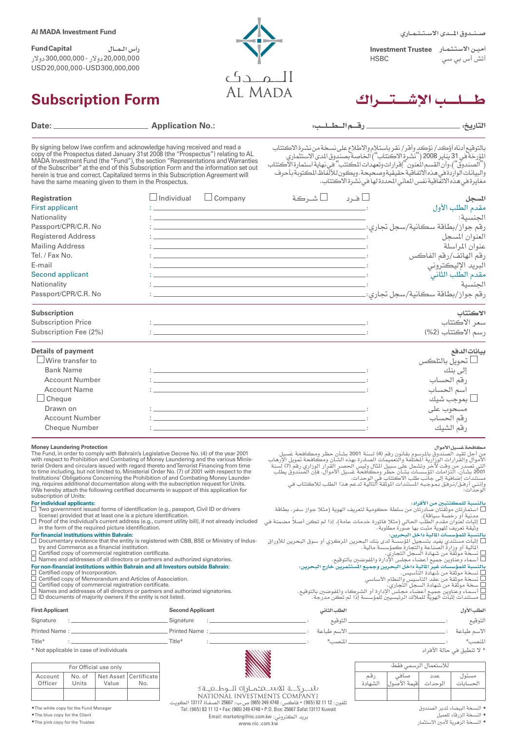**Al MADA Investment Fund**

صـنـدوق المـدى الاسـتـثـمـاري

**Fund Capital** رأس الـمـال

20,000,000 دولار - 300,000,000 دولار

USD20,000,000-USD300,000,000

**Investment Trustee** أميـن الاستثمـار

HSBC أتش أس بي سي

المـدى
AL MADA

# Subscription Form

# طــلــب الإشــتــراك

**Date:** ______________ **Application No.:** ______________ **رقـم الـطـلـب:** ______________ **التاريخ:** ______________

By signing below I/we confirm and acknowledge having received and read a copy of the Prospectus dated January 31st 2008 (the "Prospectus") relating to AL MADA Investment Fund (the "Fund"), the section "Representations and Warranties of the Subscriber" at the end of this Subscription Form and the information set out herein is true and correct. Capitalized terms in this Subscription Agreement will have the same meaning given to them in the Prospectus.

بالتوقيع أدناه أؤكد/ نؤكد وأقر/ نقر باستلام والاطلاع على نسخة من نشرة الاكتتاب المؤرخة في 31 يناير 2008 ("نشرة الاكتتاب") الخاصة بصندوق المدى الاستثماري ("الصندوق")، وأن القسم المعنون "إقرارات وتعهدات المكتتب" في نهاية استمارة الاكتتاب والبيانات الواردة في هذه الاتفاقية حقيقية وصحيحة. ويكون للألفاظ المكتوبة بأحرف مغايرة في هذه الاتفاقية نفس المعاني المحددة لها في نشرة الاكتتاب.

**Registration** ☐ Individual ☐ Company ☐ شـركـة ☐ فـرد **المسجل**

| | | |
|---|---|---|
| First applicant | : ______________ : | مقدم الطلب الأول |
| Nationality | : ______________ : | الجنسية: |
| Passport/CPR/C.R. No | : ______________ : | رقم جواز/بطاقة سكانية/سجل تجاري: |
| Registered Address | : ______________ : | العنوان المسجل |
| Mailing Address | : ______________ : | عنوان المراسلة |
| Tel. / Fax No. | : ______________ : | رقم الهاتف/رقم الفاكس |
| E-mail | : ______________ : | البريد الإليكتروني |
| Second applicant | : ______________ : | مقدم الطلب الثاني |
| Nationality | : ______________ : | الجنسية |
| Passport/CPR/C.R. No | : ______________ : | رقم جواز/بطاقة سكانية/سجل تجاري: |

**Subscription** **الاكتتاب**

| | | |
|---|---|---|
| Subscription Price | : ______________ : | سعر الاكتتاب |
| Subscription Fee (2%) | : ______________ : | رسم الاكتتاب (2%) |

**Details of payment** **بيانات الدفع**

| | | |
|---|---|---|
| ☐ Wire transfer to | | تحويل بالتلكس ☐ |
| Bank Name | : ______________ : | إلى بنك |
| Account Number | : ______________ : | رقم الحساب |
| Account Name | : ______________ : | اسم الحساب |
| ☐ Cheque | | بموجب شيك ☐ |
| Drawn on | : ______________ : | مسحوب على |
| Account Number | : ______________ : | رقم الحساب |
| Cheque Number | : ______________ : | رقم الشيك |

**Money Laundering Protection**

The Fund, in order to comply with Bahrain's Legislative Decree No. (4) of the year 2001 with respect to Prohibition and Combating of Money Laundering and the various Ministerial Orders and circulars issued with regard thereto and Terrorist Financing from time to time including, but not limited to, Ministerial Order No. (7) of 2001 with respect to the Institutions' Obligations Concerning the Prohibition of and Combating Money Laundering, requires additional documentation along with the subscription request for Units.

I/We hereby attach the following certified documents in support of this application for subscription of Units:

**For individual applicants:**

- ☐ Two government issued forms of identification (e.g., passport, Civil ID or drivers license) provided that at least one is a picture identification.
- ☐ Proof of the individual's current address (e.g., current utility bill), if not already included in the form of the required picture identification.

**For financial institutions within Bahrain:**

- ☐ Documentary evidence that the entity is registered with CBB, BSE or Ministry of Industry and Commerce as a financial institution.
- ☐ Certified copy of commercial registration certificate.
- ☐ Names and addresses of all directors or partners and authorized signatories.

**For non-financial institutions within Bahrain and all Investors outside Bahrain:**

- ☐ Certified copy of Incorporation.
- ☐ Certified copy of Memorandum and Articles of Association.
- ☐ Certified copy of commercial registration certificate.
- ☐ Names and addresses of all directors or partners and authorized signatories.
- ☐ ID documents of majority owners if the entity is not listed.

**مكافحة غسيل الأموال**

من أجل تقيد الصندوق بالمرسوم بقانون رقم (4) لسنة 2001 بشأن حظر ومكافحة غسيل الأموال والقرارات الوزارية المختلفة والتعميمات الصادرة بهذا الشأن ومكافحة تمويل الإرهاب التي تصدر من وقت لآخر وتشمل على سبيل المثال وليس الحصر القرار الوزاري رقم (7) لسنة 2001 بشأن التزامات المؤسسات بشأن حظر ومكافحة غسيل الأموال، فإن الصندوق يطلب مستندات إضافية إلى جانب طلب الاكتتاب في الوحدات.

وإنني أرفق/نرفق بموجبه المستندات الموثقة التالية لدعم هذا الطلب للاكتتاب في الوحدات:

**بالنسبة للمكتتبين من الأفراد:**

- ☐ استمارتان موثقتان صادرتان من سلطة حكومية لتعريف الهوية (مثلا جواز سفر، بطاقة مدنية أو رخصة سياقة).
- ☐ إثبات لعنوان مقدم الطلب الحالي (مثلا فاتورة خدمات عامة)، إذا لم تكن أصلاً مضمنة في وثيقة تعريف للهوية مثبت بها صورة مطلوبة.

**بالنسبة للمؤسسات المالية داخل البحرين:**

- ☐ إثبات مستندي يفيد بتسجيل المؤسسة لدى بنك البحرين المركزي أو سوق البحرين للأوراق المالية أو وزارة الصناعة والتجارة كمؤسسة مالية.
- ☐ نسخة موثقة من شهادة السجل التجاري.
- ☐ أسماء وعناوين جميع أعضاء مجلس الإدارة والمفوضين بالتوقيع.

**بالنسبة للمؤسسات غير المالية داخل البحرين وجميع المستثمرين خارج البحرين:**

- ☐ نسخة موثقة من شهادة التأسيس.
- ☐ نسخة موثقة من عقد التأسيس والنظام الأساسي.
- ☐ سخة موثقة من شهادة السجل التجاري.
- ☐ أسماء وعناوين جميع أعضاء مجلس الإدارة أو الشركاء والمفوضين بالتوقيع.
- ☐ مستندات إثبات الهوية للملاك الرئيسيين للمؤسسة إذا لم تكن مدرجة.

| First Applicant | | Second Applicant | | الطلب الثاني | | الطلب الأول | |
|---|---|---|---|---|---|---|---|
| Signature | : ______ | Signature | : ______ : | التوقيع | ______ : | التوقيع | |
| Printed Name | : ______ | Printed Name | : ______ : | الاسم طباعة | ______ : | الاسم طباعة | |
| Title* | : ______ | Title* | : ______ : | المنصب* | ______ : | المنصب* | |

\* Not applicable in case of individuals

\* لا تنطبق في حالة الأفراد

| For Official use only | | | |
|---|---|---|---|
| Account Officer | No. of Units | Net Asset Value | Certificate No. |
| | | | |

| للاستعمال الرسمي فقط | | | |
|---|---|---|---|
| مسئول الحسابات | عدد الوحدات | صافي قيمة الأصول | رقم الشهادة |
| | | | |

شـركـة الاسـتـثـمـارات الـوطـنـيـة
NATIONAL INVESTMENTS COMPANY

تلفون: 12 82 11 (965) • فاكس: 4748 249 (965) ص.ب: 25667 الصفاة 13117 الكويت

Tel: (965) 82 11 12 • Fax: (965) 249 4748 • P.O. Box: 25667 Safat 13117 Kuwait

Email: marketing@nic.com.kw :بريد الكتروني

www.nic.com.kw

- The white copy for the Fund Manager
- The blue copy for the Client
- The pink copy for the Trustee

- النسخة البيضاء لمدير الصندوق
- النسخة الزرقاء للعميل
- النسخة الزهرية لأمين الاستثمار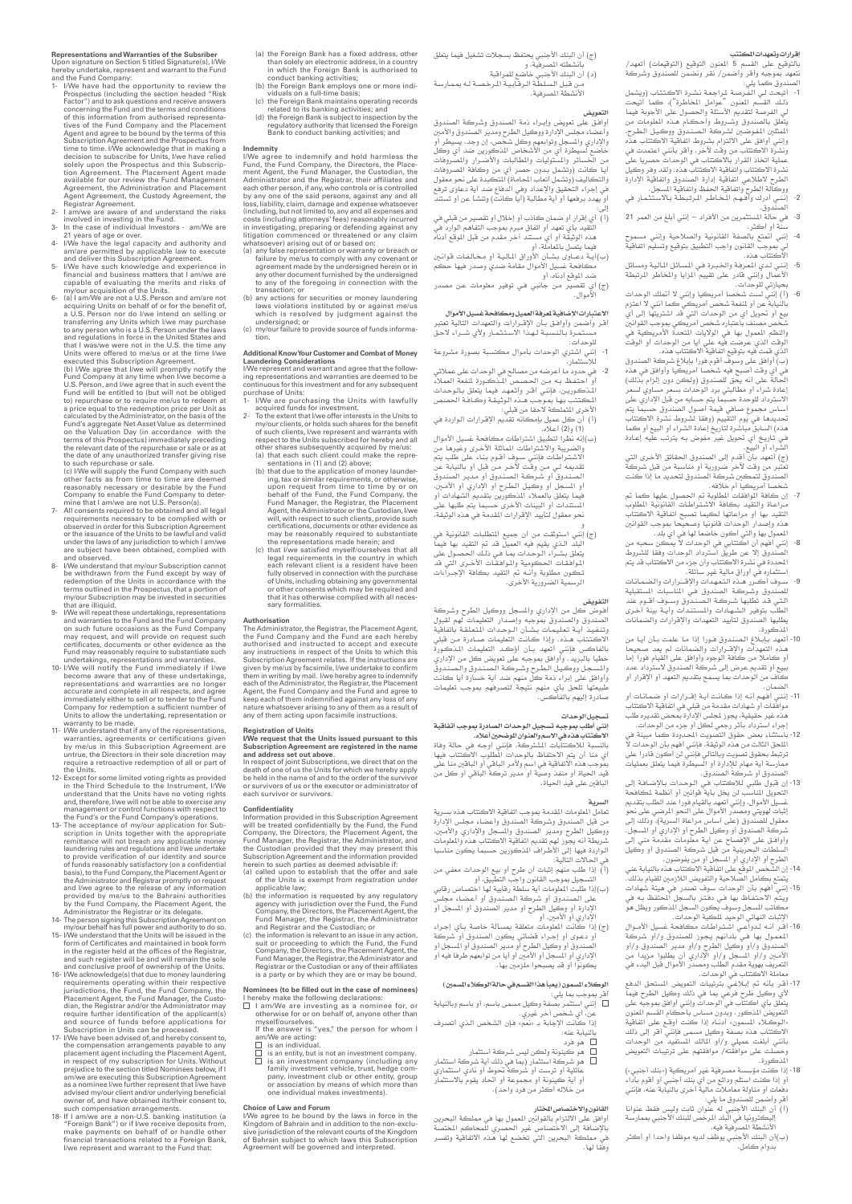**Representations and Warranties of the Subscriber**
Upon signature on Section 5 titled Signature(s), I/We hereby undertake, represent and warrant to the Fund and the Fund Company:

1- I/We have had the opportunity to review the Prospectus (including the section headed "Risk Factor") and to ask questions and receive answers concerning the Fund and the terms and conditions of this information from authorised representatives of the Fund Company and the Placement Agent and agree to be bound by the terms of this Subscription Agreement and the Prospectus from time to time. I/We acknowledge that in making a decision to subscribe for Units, I/we have relied solely upon the Prospectus and this Subscription Agreement. The Placement Agent made available for our review the Fund Management Agreement, the Administration and Placement Agent Agreement, the Custody Agreement, the Registrar Agreement.
2- I am/we are aware of and understand the risks involved in investing in the Fund.
3- In the case of individual Investors - am/We are 21 years of age or over.
4- I/We have the legal capacity and authority and am/are permitted by applicable law to execute and deliver this Subscription Agreement.
5- I/We have such knowledge and experience in financial and business matters that I am/we are capable of evaluating the merits and risks of my/our acquisition of the Units.
6- (a) I am/We are not a U.S. Person and am/are not acquiring Units on behalf of or for the benefit of, a U.S. Person nor do I/we intend on selling or transferring any Units which I/We may purchase to any person who is a U.S. Person under the laws and regulations in force in the United States and that I was/we were not in the U.S. the time any Units were offered to me/us or at the time I/we executed this Subscription Agreement.
(b) I/We agree that I/we will promptly notify the Fund Company at any time when I/we become a U.S. Person, and I/we agree that in such event the Fund will be entitled to (but will not be obliged to) repurchase or to require me/us to redeem at a price equal to the redemption price per Unit as calculated by the Administrator, on the basis of the Fund's aggregate Net Asset Value as determined on the Valuation Day (in accordance with the terms of this Prospectus) immediately preceding the relevant date of the repurchase or sale or as at the date of any unauthorized transfer giving rise to such repurchase or sale.
(c) I/We will supply the Fund Company with such other facts as from time to time are deemed reasonably necessary or desirable by the Fund Company to enable the Fund Company to determine that I am/we are not U.S. Person(s).
7- All consents required to be obtained and all legal requirements necessary to be complied with or observed in order for this Subscription Agreement or the issuance of the Units to be lawful and valid under the laws of any jurisdiction to which I am/we are subject have been obtained, complied with and observed.
8- I/We understand that my/our Subscription cannot be withdrawn from the Fund except by way of redemption of the Units in accordance with the terms outlined in the Prospectus, that a portion of my/our Subscription may be invested in securities that are illiquid.
9- I/We will repeat these undertakings, representations and warranties to the Fund and the Fund Company on such future occasions as the Fund Company may request, and will provide on request such certificates, documents or other evidence as the Fund may reasonably require to substantiate such undertakings, representations and warranties.
10- I/We will notify the Fund immediately if I/we become aware that any of these undertakings, representations and warranties are no longer accurate and complete in all respects, and agree immediately either to sell or to tender to the Fund Company for redemption a sufficient number of Units to allow the undertaking, representation or warranty to be made.
11- I/We understand that if any of the representations, warranties, agreements or certifications given by me/us in this Subscription Agreement are untrue, the Directors in their sole discretion may require a retroactive redemption of all or part of the Units.
12- Except for some limited voting rights as provided in the Third Schedule to the Instrument, I/We understand that the Units have no voting rights and, therefore, I/we will not be able to exercise any management or control functions with respect to the Fund's or the Fund Company's operations.
13- The acceptance of my/our application for Subscription in Units together with the appropriate remittance will not breach any applicable money laundering rules and regulations and I/we undertake to provide verification of our identity and source of funds reasonably satisfactory (on a confidential basis), to the Fund Company, the Placement Agent or the Administrator and Registrar promptly on request and I/we agree to the release of any information provided by me/us to the Bahrain authorities by the Fund Company, the Placement Agent, the Administrator the Registrar or its delegate.
14- The person signing this Subscription Agreement on my/our behalf has full power and authority to do so.
15- I/We understand that the Units will be issued in the form of Certificates and maintained in book form in the register held at the offices of the Registrar, and such register will be and will remain the sole and conclusive proof of ownership of the Units.
16- I/We acknowledge(s) that due to money laundering requirements operating within their respective jurisdictions, the Fund, the Fund Company, the Placement Agent, the Fund Manager, the Custodian, the Registrar and/or the Administrator may require further identification of the applicant(s) and source of funds before applications for Subscription in Units can be processed.
17- I/We have been advised of, and hereby consent to, the compensation arrangements payable to any placement agent including the Placement Agent, in respect of my subscription for Units. Without prejudice to the section titled Nominees below, if I am/we are executing this Subscription Agreement as a nominee I/we further represent that I/we have advised my/our client and/or underlying beneficial owner of, and have obtained its/their consent to, such compensation arrangements.
18- If I am/we are a non-U.S. banking institution (a "Foreign Bank") or if I/we receive deposits from, make payments on behalf of or handle other financial transactions related to a Foreign Bank, I/we represent and warrant to the Fund that:
(a) the Foreign Bank has a fixed address, other than solely an electronic address, in a country in which the Foreign Bank is authorised to conduct banking activities;
(b) the Foreign Bank employs one or more individuals on a full-time basis;
(c) the Foreign Bank maintains operating records related to its banking activities; and
(d) the Foreign Bank is subject to inspection by the regulatory authority that licensed the Foreign Bank to conduct banking activities; and

**Indemnity**
I/We agree to indemnify and hold harmless the Fund, the Fund Company, the Directors, the Placement Agent, the Fund Manager, the Custodian, the Administrator and the Registrar, their affiliates and each other person, if any, who controls or is controlled by any one of the said persons, against any and all loss, liability, claim, damage and expense whatsoever (including, but not limited to, any and all expenses and costs (including attorneys' fees) reasonably incurred in investigating, preparing or defending against any litigation commenced or threatened or any claim whatsoever) arising out of or based on:
(a) any false representation or warranty or breach or failure by me/us to comply with any covenant or agreement made by the undersigned herein or in any other document furnished by the undersigned to any of the foregoing in connection with the transaction; or
(b) any actions for securities or money laundering laws violations instituted by or against me/us which is resolved by judgment against the undersigned; or
(c) my/our failure to provide source of funds information.

**Additional Know Your Customer and Combat of Money Laundering Considerations**
I/We represent and warrant and agree that the following representations and warranties are deemed to be continuous for this investment and for any subsequent purchase of Units:
1- I/We are purchasing the Units with lawfully acquired funds for investment.
2- To the extent that I/we offer interests in the Units to my/our clients, or hold such shares for the benefit of such clients, I/we represent and warrants with respect to the Units subscribed for hereby and all other shares subsequently acquired by me/us:
(a) that each such client could make the representations in (1) and (2) above;
(b) that due to the application of money laundering, tax or similar requirements, or otherwise, upon request from time to time by or on behalf of the Fund, the Fund Company, the Fund Manager, the Registrar, the Placement Agent, the Administrator or the Custodian, I/we will, with respect to such clients, provide such certifications, documents or other evidence as may be reasonably required to substantiate the representations made herein; and
(c) that I/we have satisfied myself/ourselves that all legal requirements in the country in which each relevant client is a resident have been fully observed in connection with the purchase of Units, including obtaining any governmental or other consents which may be required and that it has otherwise complied with all necessary formalities.

**Authorisation**
The Administrator, the Registrar, the Placement Agent, the Fund Company and the Fund are each hereby authorised and instructed to accept and execute any instructions in respect of the Units to which this Subscription Agreement relates. If the instructions are given by me/us by facsimile, I/we undertake to confirm them in writing by mail. I/we hereby agree to indemnify each of the Administrator, the Registrar, the Placement Agent, the Fund Company and the Fund and agree to keep each of them indemnified against any loss of any nature whatsoever arising to any of them as a result of any of them acting upon facsimile instructions.

**Registration of Units**
**I/We request that the Units issued pursuant to this Subscription Agreement are registered in the name and address set out above.**
In respect of joint Subscriptions, we direct that on the death of one of us the Units for which we hereby apply be held in the name of and to the order of the survivor or survivors of us or the executor or administrator of each survivor or survivors.

**Confidentiality**
Information provided in this Subscription Agreement will be treated confidentially by the Fund, the Fund Company, the Directors, the Placement Agent, the Fund Manager, the Registrar, the Administrator, and the Custodian provided that they may present this Subscription Agreement and the information provided herein to such parties as deemed advisable if:
(a) called upon to establish that the offer and sale of the Units is exempt from registration under applicable law;
(b) the information is requested by any regulatory agency with jurisdiction over the Fund, the Fund Company, the Directors, the Placement Agent, the Fund Manager, the Registrar, the Administrator and Registrar and the Custodian; or
(c) the information is relevant to an issue in any action, suit or proceeding to which the Fund, the Fund Company, the Directors, the Placement Agent, the Fund Manager, the Registrar, the Administrator and Registrar or the Custodian or any of their affiliates is a party or by which they are or may be bound.

**Nominees (to be filled out in the case of nominees)**
I hereby make the following declarations:
☐ I am/We are investing as a nominee for, or otherwise for or on behalf of, anyone other than myself/ourselves.
If the answer is "yes," the person for whom I am/We are acting:
☐ is an individual.
☐ is an entity, but is not an investment company.
☐ is an investment company (including any family investment vehicle, trust, hedge company, investment club or other entity, group or association by means of which more than one individuals make investments).

**Choice of Law and Forum**
I/We agree to be bound by the laws in force in the Kingdom of Bahrain and in addition to the non-exclusive jurisdiction of the relevant courts of the Kingdom of Bahrain subject to which laws this Subscription Agreement will be governed and interpreted.

**إقرارات وتعهدات المكتتب**
بالتوقيع على القسم 5 المعنون التوقيع (التوقيعات) أتعهد/ نتعهد بموجبه وأقر وأضمن/ نقر ونضمن للصندوق وشركة الصندوق كما يلي:

1- أتيحت لي الفرصة لمراجعة نشرة الاكتتاب (ويشمل ذلك القسم المعنون "عوامل المخاطرة")، كما أتيحت لي الفرصة لتقديم الأسئلة والحصول على الأجوبة فيما يتعلق بالصندوق وشروط وأحكام هذه المعلومات من الممثلين المفوضين لشركة الصندوق ووكيل الطرح، وإنني أوافق على الالتزام بشروط اتفاقية الاكتتاب هذه ونشرة الاكتتاب من وقت لآخر. وأقر بأنني اعتمدت في عملية اتخاذ القرار بالاكتتاب في الوحدات حصريا على نشرة الاكتتاب واتفاقية الاكتتاب هذه. وقد وفر وكيل الطرح الاطلاع اتفاقية إدارة الصندوق واتفاقية الإدارة ووكالة الطرح واتفاقية الحفظ واتفاقية المسجل.
2- إنني أدرك وأفهم المخاطر المرتبطة بالاستثمار في الصندوق.
3- في حالة المستثمرين من الأفراد – إنني أبلغ من العمر 21 سنة أو أكثر.
4- إنني أتمتع بالصفة القانونية والصلاحية وإنني مسموح لي بموجب القانون واجب التطبيق بتوقيع وتسليم اتفاقية الاكتتاب هذه.
5- إنني لدي المعرفة والخبرة في المسائل المالية ومسائل الأعمال وإنني قادر على تقييم المزايا والمخاطر المرتبطة بحيازتي للوحدات.
6- (أ) إنني لست شخصا أمريكيا وإنني لا أتملك الوحدات بالنيابة عن أو لمنفعة شخص أمريكي كما أنني لا أعتزم بيع أو تحويل أي من الوحدات التي قد اشتريتها إلى أي شخص مصنف باعتباره شخص أمريكي بموجب القوانين والنظم المعمول بها في الولايات المتحدة الأمريكية في الوقت الذي عرضت فيه علي أيا من الوحدات أو الوقت الذي قمت فيه بتوقيع اتفاقية الاكتتاب هذه.
(ب) أوافق على وسوف أقوم فورا بإبلاغ شركة الصندوق في أي وقت أصبح فيه شخص أمريكيا وأوافق في هذه الحالة على أنه يحق للصندوق (ولكن دون إلزام بذلك) إعادة شراء أو مطالبتي برد الوحدات بسعر مساوي لسعر الاسترداد للوحدة حسبما يتم حسابه من قبل الإداري على أساس مجموع صافي قيمة أصول الصندوق حسبما يتم تحديدها في يوم التقييم (وفقا لشروط نشرة الاكتتاب هذه) السابق مباشرة لتاريخ إعادة الشراء أو البيع أو كما في تاريخ أي تحويل غير مفوض به يترتب عليه إعادة الشراء أو البيع.
(ج) أتعهد بأن أقدم إلى الصندوق الحقائق الأخرى التي تعتبر من وقت لآخر ضرورية أو مناسبة من قبل شركة الصندوق لتمكين شركة الصندوق لتحديد ما إذا كنت شخصا أمريكيا أم خلافه.
7- إن كافة الموافقات المطلوبة تم الحصول عليها كما تم مراعاة والتقيد بكافة الاشتراطات القانونية المطلوب التقيد بها أو مراعاتها لكيما تصبح اتفاقية الاكتتاب هذه وإصدار الوحدات قانونيا وصحيحا بموجب القوانين المعمول بها والتي أكون خاضعا لها في أي بلد.
8- إنني أفهم أن اكتتابي في الوحدات لا يمكن سحبه من الصندوق إلا عن طريق استرداد الوحدات وفقا للشروط المحددة في نشرة الاكتتاب وأن جزء من الاكتتاب قد يتم استثماره في أوراق مالية غير سائلة.
9- سوف أكرر هذه التعهدات والإقرارات والضمانات للصندوق وشركة الصندوق في المناسبات المستقبلية التي قد تطلبها شركة الصندوق وسوف أقوم عند الطلب بتوفير الشهادات والمستندات وأية بينة أخرى يطلبها الصندوق لتأييد التعهدات والإقرارات والضمانات المذكورة.
10- أتعهد بإبلاغ الصندوق فورا إذا ما علمت بأن أيا من هذه التعهدات والإقرارات والضمانات لم يعد صحيحا أو كاملا من كافة الوجوه وأوافق على القيام فورا إما ببيع أو تقديم عرض إلى شركة الصندوق لاسترداد عدد كاف من الوحدات بما يسمح بتقديم التعهد أو الإقرار أو الضمان.
11- إنني أفهم أنه إذا كانت أية إقرارات أو ضمانات أو موافقات أو شهادات مقدمة من قبلي في اتفاقية الاكتتاب هذه غير حقيقية، يجوز لمجلس الإدارة بمحض تقديره طلب إجراء استرداد بأثر رجعي لكل أو جزء من الوحدات.
12- باستثناء بعض حقوق التصويت المحدودة كما مبينة في الملحق الثالث من هذه الوثيقة، فإنني أفهم بأن الوحدات لا ترتبط بحقوق تصويت وبالتالي فإنني لن أكون قادرا على ممارسة أي مهام للإدارة أو السيطرة فيما يتعلق بعمليات الصندوق أو شركة الصندوق.
13- إن قبول طلبي للاكتتاب في الوحدات بالإضافة إلى التحويل المناسب لن يخل بأية قوانين أو أنظمة لمكافحة غسيل الأموال، وإنني أتعهد بالقيام فورا عند الطلب بتقديم إثبات لهويتي ومصدر الأموال على النحو المرضي على نحو معقول للصندوق (على أساس مراعاة السرية)، وذلك إلى شركة الصندوق أو وكيل الطرح أو الإداري أو المسجل، وأوافق على الإفصاح عن أية معلومات مقدمة مني إلى السلطات البحرينية من قبل شركة الصندوق أو وكيل الطرح أو الإداري أو المسجل أو من يفوضون.
14- إن الشخص الموقع على اتفاقية الاكتتاب هذه بالنيابة عني يتمتع بكامل الصلاحية والتفويض اللازمين للقيام بذلك.
15- إنني أفهم بأن الوحدات سوف تصدر في هيئة شهادات ويتم الاحتفاظ بها في دفتر السجل المحتفظ به في مكاتب المسجل وسوف يكون السجل المذكور ويظل هو الإثبات النهائي الوحيد لملكية الوحدات.
16- أقر أنه لدواعي اشتراطات مكافحة غسيل الأموال المعمول بها في بلدانهم يجوز للصندوق و/أو شركة الصندوق و/أو وكيل الطرح و/أو مدير الصندوق و/أو الأمين و/أو المسجل و/أو الإداري أن يطلبوا مزيدا من التعريف بهوية مقدم الطلب ومصدر الأموال قبل البدء في معاملة الاكتتاب في الوحدات.
17- أقر بأنه تم إبلاغي بترتيبات التعويض المستحق الدفع لأي وكيل طرح فرعي بما في ذلك وكيل الطرح فيما يتعلق باكتتابي في الوحدات وإنني أوافق بموجبه على الترتيبات المذكورة. وبدون مساس بأحكام القسم المعنون «الوكلاء المسمون» أدناه إذا كنت أوقع على اتفاقية الاكتتاب هذه بصفة وكيل مسمى فإنني أقر إلى ذلك بأنني أبلغت عميلي و/أو المالك المستفيد من الوحدات وحصلت على موافقته/ موافقتهم على ترتيبات التعويض المذكورة.
18- إذا كنت مؤسسة مصرفية غير أمريكية («بنك أجنبي») أو إذا كنت استلم ودائع من أي بنك أجنبي أو أقوم بأداء دفعات أو متناولة معاملات مالية أخرى بالنيابة عنه، فإنني أقر وأضمن للصندوق ما يلي:
(أ) أن البنك الأجنبي له عنوان ثابت وليس فقط عنوانا إليكترونيا في البلد المرخص للبنك الأجنبي بممارسة الأنشطة المصرفية فيه،
(ب) أن البنك الأجنبي يوظف لديه موظفا واحدا أو أكثر بدوام كامل،
(ج) أن البنك الأجنبي يحتفظ بسجلات تشغيل فيما يتعلق بأنشطته المصرفية، و
(د) أن البنك الأجنبي خاضع للرقابة من قبل السلطة الرقابية المرخصة له بممارسة الأنشطة المصرفية.

**التعويض**
أوافق على تعويض وإبراء ذمة الصندوق وشركة الصندوق وأعضاء مجلس الإدارة ووكيل الطرح ومدير الصندوق والأمين والإداري والمسجل وتوابعهم وكل شخص، إن وجد، يسيطر أو خاضع لسيطرة أي من الأشخاص المذكورين ضد أي وكل من الخسائر والمسئوليات والمطالبات والأضرار والمصروفات أيا كانت (وتشمل بدون حصر أي من وكافة المصروفات والتكاليف (وتشمل أتعاب المحاماة) المتكبدة على نحو معقول في إجراء التحقيق والإعداد وفي الدفاع ضد أية دعاوى ترفع أو يهدد برفعها أو أية مطالبة (أيا كانت) وتنشأ عن أو تستند إلى:
(أ) أي إقرار أو ضمان كاذب أو إخلال أو تقصير من قبلي في التقيد بأي تعهد أو اتفاق مبرم بموجب التفاهم الوارد في هذه الوثيقة أو أي مستند آخر مقدم من قبل الموقع أدناه فيما يتصل بالمعاملة، أو
(ب) أية دعاوى بشأن الأوراق المالية أو مخالفات قوانين مكافحة غسيل الأموال مقامة ضدي وصدر فيها حكم ضد الموقع أدناه، أو
(ج) أي تقصير من جانبي في توفير معلومات عن مصدر الأموال.

**الاعتبارات الإضافية لمعرفة العميل ومكافحة غسيل الأموال**
أقر وأضمن وأوافق بأن الإقرارات والتعهدات التالية تعتبر مستمرة بالنسبة لهذا الاستثمار ولأي شراء لاحق للوحدات:
1- إنني اشتري الوحدات بأموال مكتسبة بصورة مشروعة للاستثمار.
2- في حدود ما أعرضه من مصالح في الوحدات على عملائي أو احتفظ به من الحصص لمنفعة العملاء المذكورين، فإنني أقر وأضمن فيما يتعلق بالوحدات المكتتب بها بموجب هذه الوثيقة وكافة الحصص الأخرى المتملكة لاحقا من قبلي:
(أ) أن كل عميل بإمكانه تقديم الإقرارات الواردة في (1) و(2) أعلاه،
(ب)أنه نظرا لتطبيق اشتراطات مكافحة غسيل الأموال والضريبة والاشتراطات المماثلة الأخرى وغيرها من الاشتراطات فإنني سوف أقوم بناء على طلب يتم تقديمه لي من وقت لآخر من قبل أو بالنيابة عن الصندوق أو شركة الصندوق أو مدير الصندوق أو المسجل أو وكيل الطرح أو الإداري أو الأمين، فيما يتعلق بالعملاء المذكورين بتقديم الشهادات أو المستندات أو البينات الأخرى حسبما يتم طلبها على نحو معقول لتأييد الإقرارات المقدمة في هذه الوثيقة، و
(ج) إنني استوثقت من أن جميع المتطلبات القانونية في البلد الذي يقيم فيه العميل قد تم التقيد بها فيما يتعلق بشراء الوحدات بما في ذلك الحصول على الموافقات الحكومية والموافقات الأخرى التي قد تكون مطلوبة وأنه تم التقيد بكافة الإجراءات الرسمية الضرورية الأخرى.

**التفويض**
أفوض كل من الإداري والمسجل ووكيل الطرح وشركة الصندوق والصندوق بموجبه وإصدار التعليمات لهم لقبول وتنفيذ أية تعليمات بشأن الوحدات المتعلقة باتفاقية الاكتتاب هذه. وإذا كانت التعليمات صادرة من قبلي بالفاكس فإنني أتعهد بأن أؤكد التعليمات المذكورة خطيا بالبريد. وأوافق بموجبه على تعويض كل من الإداري والمسجل ووكيل الطرح وشركة الصندوق والصندوق وأوافق على إبراء ذمة كل منهم ضد أية خسارة أيا كانت طبيعتها تلحق بأي منهم نتيجة لتصرفهم بموجب تعليمات صادرة إليهم بالفاكس.

**تسجيل الوحدات**
**إنني أطلب بموجبه تسجيل الوحدات الصادرة بموجب اتفاقية الاكتتاب هذه في الاسم والعنوان الموضحين أعلاه.**
بالنسبة للاكتتابات المشتركة، فإنني أوجه في حالة وفاة أي منا أن يتم الاحتفاظ بالوحدات المطلوب الاكتتاب فيها بموجب هذه الاتفاقية في اسم ولأمر الباقي أو الباقين منا على قيد الحياة أو منفذ وصية أو مدير تركة الباقي أو كل من الباقين على قيد الحياة.

**السرية**
تعامل المعلومات المقدمة بموجب اتفاقية الاكتتاب هذه بسرية من قبل الصندوق وشركة الصندوق وأعضاء مجلس الإدارة ووكيل الطرح ومدير الصندوق والمسجل والإداري والأمين، شريطة أنه يجوز لهم تقديم اتفاقية الاكتتاب هذه والمعلومات الواردة فيها إلى الأطراف المذكورين حسبما يكون مناسبا في الحالات التالية:
(أ) إذا طلب منهم إثبات أن طرح أو بيع الوحدات معفي من التسجيل بموجب القانون واجب التطبيق، أو
(ب)إذا طلبت المعلومات أية سلطة رقابية لها اختصاص رقابي على الصندوق أو شركة الصندوق أو أعضاء مجلس الإدارة أو وكيل الطرح أو مدير الصندوق أو المسجل أو الإداري أو الأمين، أو
(ج) إذا كانت المعلومات متعلقة بمسألة خاصة بأي إجراء أو دعوى أو إجراء قضائي يكون الصندوق أو شركة الصندوق أو وكيل الطرح أو مدير الصندوق أو المسجل أو الإداري أو المسجل أو الأمين أو أيا من توابعهم طرفا فيه أو يكونوا أو قد يصبحوا ملزمين بها.

**الوكلاء المسمون (يعبأ هذا القسم في حالة الوكلاء المسمين)**
أقر بموجبه بما يلي:
☐ إنني استثمر بصفة وكيل مسمى باسم، أو باسم وبالنيابة عن، أي شخص آخر غيري.
إذا كانت الإجابة بـ «نعم»، فإن الشخص الذي أتصرف بالنيابة عنه:
☐ هو فرد.
☐ هو كينونة ولكن ليس شركة استثمار
☐ هو شركة استثمار (بما في ذلك أية شركة استثمار عائلية أو ترست أو شركة تحوط أو نادي استثماري أو أية كينونة أو مجموعة أو اتحاد يقوم بالاستثمار من خلاله أكثر من فرد واحد).

**القانون والاختصاص المختار**
أوافق على الالتزام بالقوانين المعمول بها في مملكة البحرين بالإضافة إلى الاختصاص غير الحصري للمحاكم المختصة في مملكة البحرين التي تخضع لها هذه الاتفاقية وتفسر وفقا لها.